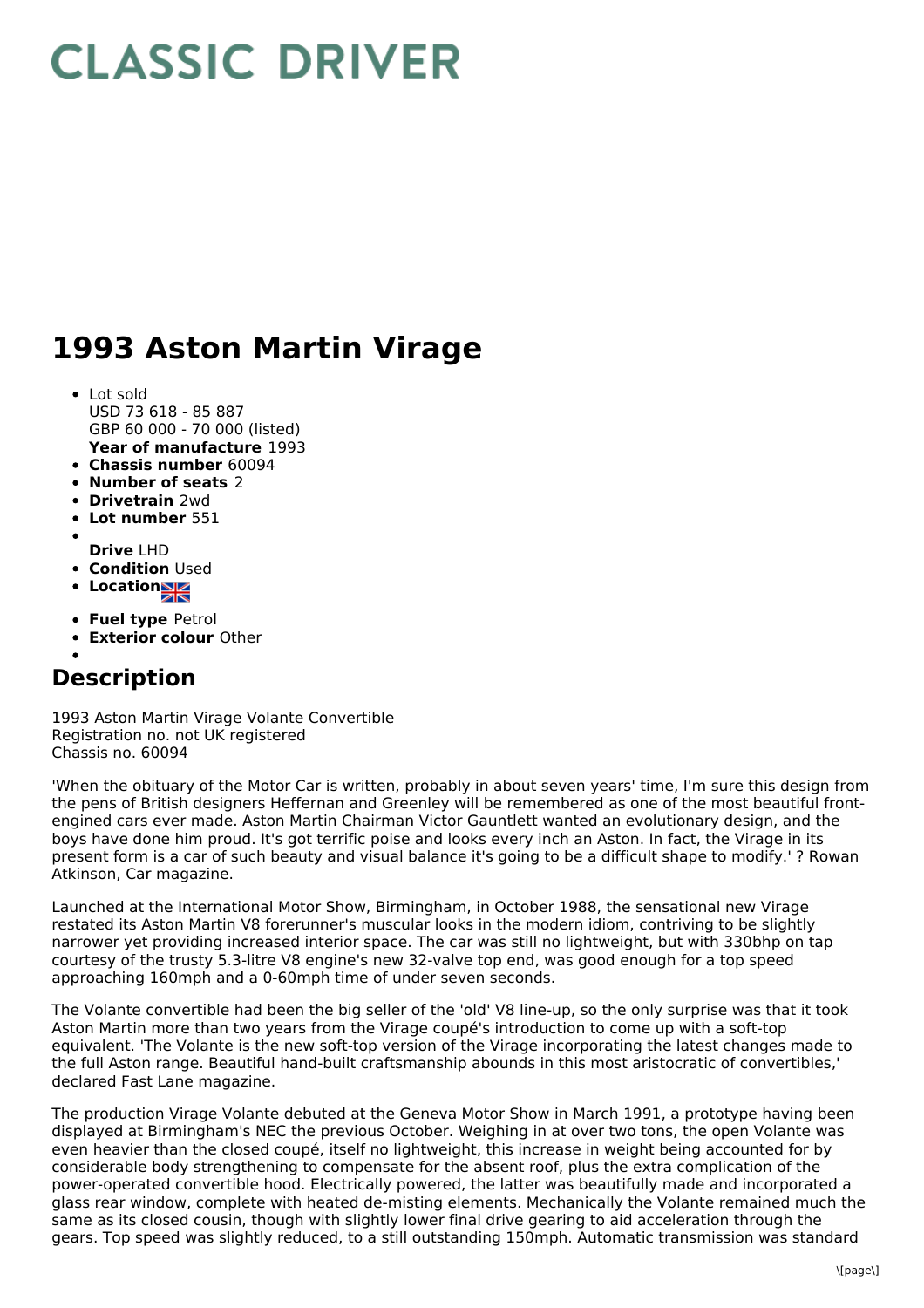# CLASSIC DRIVER

# 1993 Aston Martin Virage

- Lot sold
  USD 73 618 - 85 887
  GBP 60 000 - 70 000 (listed)
  **Year of manufacture** 1993
- **Chassis number** 60094
- **Number of seats** 2
- **Drivetrain** 2wd
- **Lot number** 551
- **Drive** LHD
- **Condition** Used
- **Location**
- **Fuel type** Petrol
- **Exterior colour** Other

## Description

1993 Aston Martin Virage Volante Convertible
Registration no. not UK registered
Chassis no. 60094

'When the obituary of the Motor Car is written, probably in about seven years' time, I'm sure this design from the pens of British designers Heffernan and Greenley will be remembered as one of the most beautiful front-engined cars ever made. Aston Martin Chairman Victor Gauntlett wanted an evolutionary design, and the boys have done him proud. It's got terrific poise and looks every inch an Aston. In fact, the Virage in its present form is a car of such beauty and visual balance it's going to be a difficult shape to modify.' ? Rowan Atkinson, Car magazine.

Launched at the International Motor Show, Birmingham, in October 1988, the sensational new Virage restated its Aston Martin V8 forerunner's muscular looks in the modern idiom, contriving to be slightly narrower yet providing increased interior space. The car was still no lightweight, but with 330bhp on tap courtesy of the trusty 5.3-litre V8 engine's new 32-valve top end, was good enough for a top speed approaching 160mph and a 0-60mph time of under seven seconds.

The Volante convertible had been the big seller of the 'old' V8 line-up, so the only surprise was that it took Aston Martin more than two years from the Virage coupé's introduction to come up with a soft-top equivalent. 'The Volante is the new soft-top version of the Virage incorporating the latest changes made to the full Aston range. Beautiful hand-built craftsmanship abounds in this most aristocratic of convertibles,' declared Fast Lane magazine.

The production Virage Volante debuted at the Geneva Motor Show in March 1991, a prototype having been displayed at Birmingham's NEC the previous October. Weighing in at over two tons, the open Volante was even heavier than the closed coupé, itself no lightweight, this increase in weight being accounted for by considerable body strengthening to compensate for the absent roof, plus the extra complication of the power-operated convertible hood. Electrically powered, the latter was beautifully made and incorporated a glass rear window, complete with heated de-misting elements. Mechanically the Volante remained much the same as its closed cousin, though with slightly lower final drive gearing to aid acceleration through the gears. Top speed was slightly reduced, to a still outstanding 150mph. Automatic transmission was standard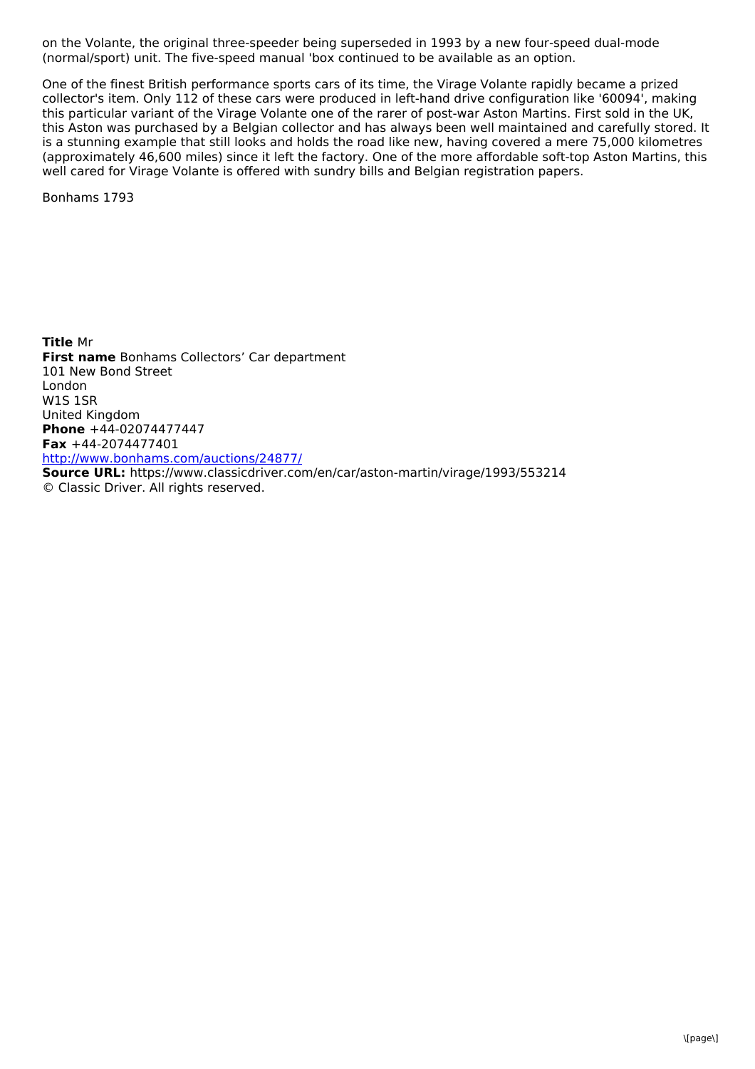on the Volante, the original three-speeder being superseded in 1993 by a new four-speed dual-mode (normal/sport) unit. The five-speed manual 'box continued to be available as an option.

One of the finest British performance sports cars of its time, the Virage Volante rapidly became a prized collector's item. Only 112 of these cars were produced in left-hand drive configuration like '60094', making this particular variant of the Virage Volante one of the rarer of post-war Aston Martins. First sold in the UK, this Aston was purchased by a Belgian collector and has always been well maintained and carefully stored. It is a stunning example that still looks and holds the road like new, having covered a mere 75,000 kilometres (approximately 46,600 miles) since it left the factory. One of the more affordable soft-top Aston Martins, this well cared for Virage Volante is offered with sundry bills and Belgian registration papers.

Bonhams 1793

**Title** Mr
**First name** Bonhams Collectors' Car department
101 New Bond Street
London
W1S 1SR
United Kingdom
**Phone** +44-02074477447
**Fax** +44-2074477401
http://www.bonhams.com/auctions/24877/
**Source URL:** https://www.classicdriver.com/en/car/aston-martin/virage/1993/553214
© Classic Driver. All rights reserved.